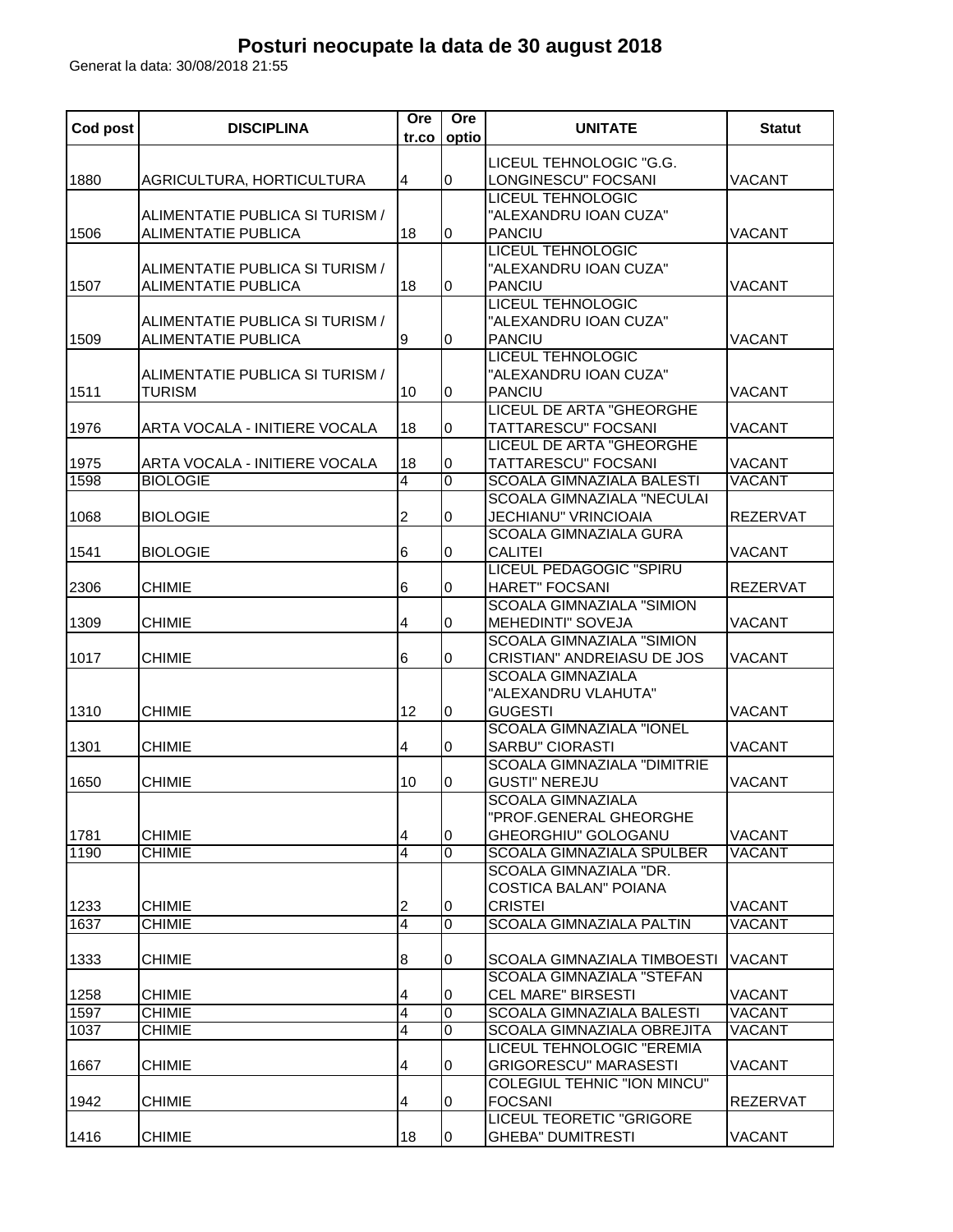# Posturi neocupate la data de 30 august 2018

Generat la data: 30/08/2018 21:55

| Cod post | DISCIPLINA | Ore tr.co | Ore optio | UNITATE | Statut |
|---|---|---|---|---|---|
| 1880 | AGRICULTURA, HORTICULTURA | 4 | 0 | LICEUL TEHNOLOGIC "G.G. LONGINESCU" FOCSANI | VACANT |
| 1506 | ALIMENTATIE PUBLICA SI TURISM / ALIMENTATIE PUBLICA | 18 | 0 | LICEUL TEHNOLOGIC "ALEXANDRU IOAN CUZA" PANCIU | VACANT |
| 1507 | ALIMENTATIE PUBLICA SI TURISM / ALIMENTATIE PUBLICA | 18 | 0 | LICEUL TEHNOLOGIC "ALEXANDRU IOAN CUZA" PANCIU | VACANT |
| 1509 | ALIMENTATIE PUBLICA SI TURISM / ALIMENTATIE PUBLICA | 9 | 0 | LICEUL TEHNOLOGIC "ALEXANDRU IOAN CUZA" PANCIU | VACANT |
| 1511 | ALIMENTATIE PUBLICA SI TURISM / TURISM | 10 | 0 | LICEUL TEHNOLOGIC "ALEXANDRU IOAN CUZA" PANCIU | VACANT |
| 1976 | ARTA VOCALA - INITIERE VOCALA | 18 | 0 | LICEUL DE ARTA "GHEORGHE TATTARESCU" FOCSANI | VACANT |
| 1975 | ARTA VOCALA - INITIERE VOCALA | 18 | 0 | LICEUL DE ARTA "GHEORGHE TATTARESCU" FOCSANI | VACANT |
| 1598 | BIOLOGIE | 4 | 0 | SCOALA GIMNAZIALA BALESTI | VACANT |
| 1068 | BIOLOGIE | 2 | 0 | SCOALA GIMNAZIALA "NECULAI JECHIANU" VRINCIOAIA | REZERVAT |
| 1541 | BIOLOGIE | 6 | 0 | SCOALA GIMNAZIALA GURA CALITEI | VACANT |
| 2306 | CHIMIE | 6 | 0 | LICEUL PEDAGOGIC "SPIRU HARET" FOCSANI | REZERVAT |
| 1309 | CHIMIE | 4 | 0 | SCOALA GIMNAZIALA "SIMION MEHEDINTI" SOVEJA | VACANT |
| 1017 | CHIMIE | 6 | 0 | SCOALA GIMNAZIALA "SIMION CRISTIAN" ANDREIASU DE JOS | VACANT |
| 1310 | CHIMIE | 12 | 0 | SCOALA GIMNAZIALA "ALEXANDRU VLAHUTA" GUGESTI | VACANT |
| 1301 | CHIMIE | 4 | 0 | SCOALA GIMNAZIALA "IONEL SARBU" CIORASTI | VACANT |
| 1650 | CHIMIE | 10 | 0 | SCOALA GIMNAZIALA "DIMITRIE GUSTI" NEREJU | VACANT |
| 1781 | CHIMIE | 4 | 0 | SCOALA GIMNAZIALA "PROF.GENERAL GHEORGHE GHEORGHIU" GOLOGANU | VACANT |
| 1190 | CHIMIE | 4 | 0 | SCOALA GIMNAZIALA SPULBER | VACANT |
| 1233 | CHIMIE | 2 | 0 | SCOALA GIMNAZIALA "DR. COSTICA BALAN" POIANA CRISTEI | VACANT |
| 1637 | CHIMIE | 4 | 0 | SCOALA GIMNAZIALA PALTIN | VACANT |
| 1333 | CHIMIE | 8 | 0 | SCOALA GIMNAZIALA TIMBOESTI | VACANT |
| 1258 | CHIMIE | 4 | 0 | SCOALA GIMNAZIALA "STEFAN CEL MARE" BIRSESTI | VACANT |
| 1597 | CHIMIE | 4 | 0 | SCOALA GIMNAZIALA BALESTI | VACANT |
| 1037 | CHIMIE | 4 | 0 | SCOALA GIMNAZIALA OBREJITA | VACANT |
| 1667 | CHIMIE | 4 | 0 | LICEUL TEHNOLOGIC "EREMIA GRIGORESCU" MARASESTI | VACANT |
| 1942 | CHIMIE | 4 | 0 | COLEGIUL TEHNIC "ION MINCU" FOCSANI | REZERVAT |
| 1416 | CHIMIE | 18 | 0 | LICEUL TEORETIC "GRIGORE GHEBA" DUMITRESTI | VACANT |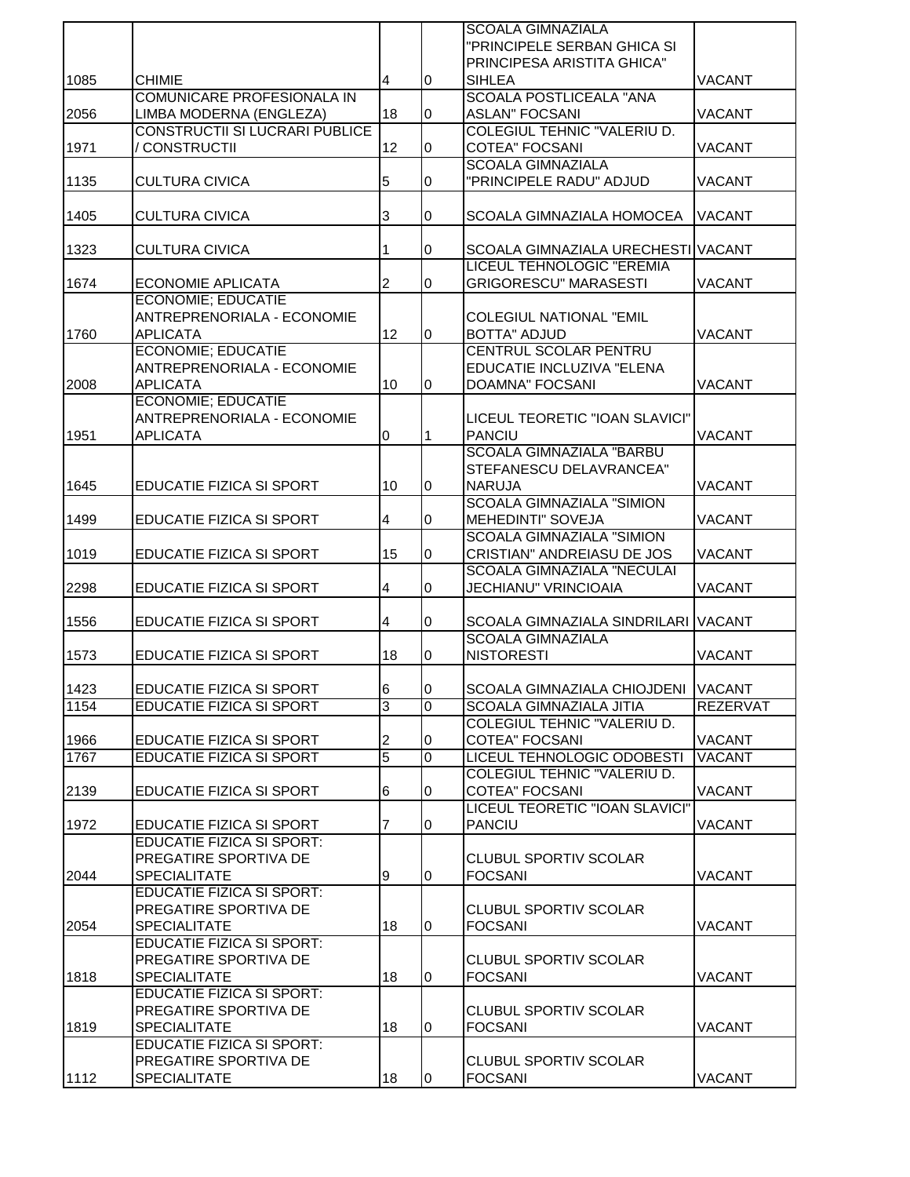| | | | | | |
|---|---|---|---|---|---|
| 1085 | CHIMIE | 4 | 0 | SCOALA GIMNAZIALA "PRINCIPELE SERBAN GHICA SI PRINCIPESA ARISTITA GHICA" SIHLEA | VACANT |
| 2056 | COMUNICARE PROFESIONALA IN LIMBA MODERNA (ENGLEZA) | 18 | 0 | SCOALA POSTLICEALA "ANA ASLAN" FOCSANI | VACANT |
| 1971 | CONSTRUCTII SI LUCRARI PUBLICE / CONSTRUCTII | 12 | 0 | COLEGIUL TEHNIC "VALERIU D. COTEA" FOCSANI | VACANT |
| 1135 | CULTURA CIVICA | 5 | 0 | SCOALA GIMNAZIALA "PRINCIPELE RADU" ADJUD | VACANT |
| 1405 | CULTURA CIVICA | 3 | 0 | SCOALA GIMNAZIALA HOMOCEA | VACANT |
| 1323 | CULTURA CIVICA | 1 | 0 | SCOALA GIMNAZIALA URECHESTI | VACANT |
| 1674 | ECONOMIE APLICATA | 2 | 0 | LICEUL TEHNOLOGIC "EREMIA GRIGORESCU" MARASESTI | VACANT |
| 1760 | ECONOMIE; EDUCATIE ANTREPRENORIALA - ECONOMIE APLICATA | 12 | 0 | COLEGIUL NATIONAL "EMIL BOTTA" ADJUD | VACANT |
| 2008 | ECONOMIE; EDUCATIE ANTREPRENORIALA - ECONOMIE APLICATA | 10 | 0 | CENTRUL SCOLAR PENTRU EDUCATIE INCLUZIVA "ELENA DOAMNA" FOCSANI | VACANT |
| 1951 | ECONOMIE; EDUCATIE ANTREPRENORIALA - ECONOMIE APLICATA | 0 | 1 | LICEUL TEORETIC "IOAN SLAVICI" PANCIU | VACANT |
| 1645 | EDUCATIE FIZICA SI SPORT | 10 | 0 | SCOALA GIMNAZIALA "BARBU STEFANESCU DELAVRANCEA" NARUJA | VACANT |
| 1499 | EDUCATIE FIZICA SI SPORT | 4 | 0 | SCOALA GIMNAZIALA "SIMION MEHEDINTI" SOVEJA | VACANT |
| 1019 | EDUCATIE FIZICA SI SPORT | 15 | 0 | SCOALA GIMNAZIALA "SIMION CRISTIAN" ANDREIASU DE JOS | VACANT |
| 2298 | EDUCATIE FIZICA SI SPORT | 4 | 0 | SCOALA GIMNAZIALA "NECULAI JECHIANU" VRINCIOAIA | VACANT |
| 1556 | EDUCATIE FIZICA SI SPORT | 4 | 0 | SCOALA GIMNAZIALA SINDRILARI | VACANT |
| 1573 | EDUCATIE FIZICA SI SPORT | 18 | 0 | SCOALA GIMNAZIALA NISTORESTI | VACANT |
| 1423 | EDUCATIE FIZICA SI SPORT | 6 | 0 | SCOALA GIMNAZIALA CHIOJDENI | VACANT |
| 1154 | EDUCATIE FIZICA SI SPORT | 3 | 0 | SCOALA GIMNAZIALA JITIA | REZERVAT |
| 1966 | EDUCATIE FIZICA SI SPORT | 2 | 0 | COLEGIUL TEHNIC "VALERIU D. COTEA" FOCSANI | VACANT |
| 1767 | EDUCATIE FIZICA SI SPORT | 5 | 0 | LICEUL TEHNOLOGIC ODOBESTI | VACANT |
| 2139 | EDUCATIE FIZICA SI SPORT | 6 | 0 | COLEGIUL TEHNIC "VALERIU D. COTEA" FOCSANI | VACANT |
| 1972 | EDUCATIE FIZICA SI SPORT | 7 | 0 | LICEUL TEORETIC "IOAN SLAVICI" PANCIU | VACANT |
| 2044 | EDUCATIE FIZICA SI SPORT: PREGATIRE SPORTIVA DE SPECIALITATE | 9 | 0 | CLUBUL SPORTIV SCOLAR FOCSANI | VACANT |
| 2054 | EDUCATIE FIZICA SI SPORT: PREGATIRE SPORTIVA DE SPECIALITATE | 18 | 0 | CLUBUL SPORTIV SCOLAR FOCSANI | VACANT |
| 1818 | EDUCATIE FIZICA SI SPORT: PREGATIRE SPORTIVA DE SPECIALITATE | 18 | 0 | CLUBUL SPORTIV SCOLAR FOCSANI | VACANT |
| 1819 | EDUCATIE FIZICA SI SPORT: PREGATIRE SPORTIVA DE SPECIALITATE | 18 | 0 | CLUBUL SPORTIV SCOLAR FOCSANI | VACANT |
| 1112 | EDUCATIE FIZICA SI SPORT: PREGATIRE SPORTIVA DE SPECIALITATE | 18 | 0 | CLUBUL SPORTIV SCOLAR FOCSANI | VACANT |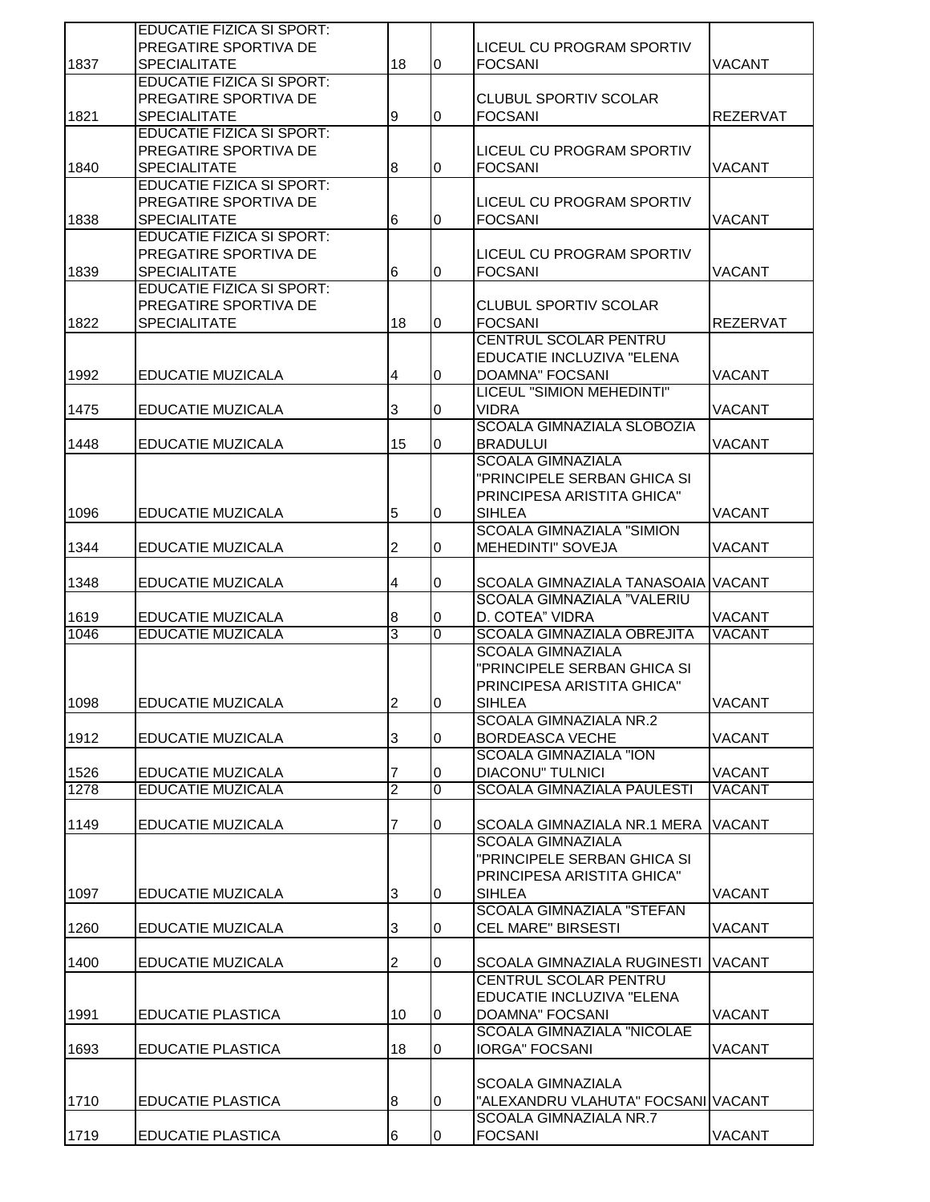| 1837 | EDUCATIE FIZICA SI SPORT: PREGATIRE SPORTIVA DE SPECIALITATE | 18 | 0 | LICEUL CU PROGRAM SPORTIV FOCSANI | VACANT |
|---|---|---|---|---|---|
| 1821 | EDUCATIE FIZICA SI SPORT: PREGATIRE SPORTIVA DE SPECIALITATE | 9 | 0 | CLUBUL SPORTIV SCOLAR FOCSANI | REZERVAT |
| 1840 | EDUCATIE FIZICA SI SPORT: PREGATIRE SPORTIVA DE SPECIALITATE | 8 | 0 | LICEUL CU PROGRAM SPORTIV FOCSANI | VACANT |
| 1838 | EDUCATIE FIZICA SI SPORT: PREGATIRE SPORTIVA DE SPECIALITATE | 6 | 0 | LICEUL CU PROGRAM SPORTIV FOCSANI | VACANT |
| 1839 | EDUCATIE FIZICA SI SPORT: PREGATIRE SPORTIVA DE SPECIALITATE | 6 | 0 | LICEUL CU PROGRAM SPORTIV FOCSANI | VACANT |
| 1822 | EDUCATIE FIZICA SI SPORT: PREGATIRE SPORTIVA DE SPECIALITATE | 18 | 0 | CLUBUL SPORTIV SCOLAR FOCSANI | REZERVAT |
| 1992 | EDUCATIE MUZICALA | 4 | 0 | CENTRUL SCOLAR PENTRU EDUCATIE INCLUZIVA "ELENA DOAMNA" FOCSANI | VACANT |
| 1475 | EDUCATIE MUZICALA | 3 | 0 | LICEUL "SIMION MEHEDINTI" VIDRA | VACANT |
| 1448 | EDUCATIE MUZICALA | 15 | 0 | SCOALA GIMNAZIALA SLOBOZIA BRADULUI | VACANT |
| 1096 | EDUCATIE MUZICALA | 5 | 0 | SCOALA GIMNAZIALA "PRINCIPELE SERBAN GHICA SI PRINCIPESA ARISTITA GHICA" SIHLEA | VACANT |
| 1344 | EDUCATIE MUZICALA | 2 | 0 | SCOALA GIMNAZIALA "SIMION MEHEDINTI" SOVEJA | VACANT |
| 1348 | EDUCATIE MUZICALA | 4 | 0 | SCOALA GIMNAZIALA TANASOAIA | VACANT |
| 1619 | EDUCATIE MUZICALA | 8 | 0 | SCOALA GIMNAZIALA "VALERIU D. COTEA" VIDRA | VACANT |
| 1046 | EDUCATIE MUZICALA | 3 | 0 | SCOALA GIMNAZIALA OBREJITA | VACANT |
| 1098 | EDUCATIE MUZICALA | 2 | 0 | SCOALA GIMNAZIALA "PRINCIPELE SERBAN GHICA SI PRINCIPESA ARISTITA GHICA" SIHLEA | VACANT |
| 1912 | EDUCATIE MUZICALA | 3 | 0 | SCOALA GIMNAZIALA NR.2 BORDEASCA VECHE | VACANT |
| 1526 | EDUCATIE MUZICALA | 7 | 0 | SCOALA GIMNAZIALA "ION DIACONU" TULNICI | VACANT |
| 1278 | EDUCATIE MUZICALA | 2 | 0 | SCOALA GIMNAZIALA PAULESTI | VACANT |
| 1149 | EDUCATIE MUZICALA | 7 | 0 | SCOALA GIMNAZIALA NR.1 MERA | VACANT |
| 1097 | EDUCATIE MUZICALA | 3 | 0 | SCOALA GIMNAZIALA "PRINCIPELE SERBAN GHICA SI PRINCIPESA ARISTITA GHICA" SIHLEA | VACANT |
| 1260 | EDUCATIE MUZICALA | 3 | 0 | SCOALA GIMNAZIALA "STEFAN CEL MARE" BIRSESTI | VACANT |
| 1400 | EDUCATIE MUZICALA | 2 | 0 | SCOALA GIMNAZIALA RUGINESTI | VACANT |
| 1991 | EDUCATIE PLASTICA | 10 | 0 | CENTRUL SCOLAR PENTRU EDUCATIE INCLUZIVA "ELENA DOAMNA" FOCSANI | VACANT |
| 1693 | EDUCATIE PLASTICA | 18 | 0 | SCOALA GIMNAZIALA "NICOLAE IORGA" FOCSANI | VACANT |
| 1710 | EDUCATIE PLASTICA | 8 | 0 | SCOALA GIMNAZIALA "ALEXANDRU VLAHUTA" FOCSANI | VACANT |
| 1719 | EDUCATIE PLASTICA | 6 | 0 | SCOALA GIMNAZIALA NR.7 FOCSANI | VACANT |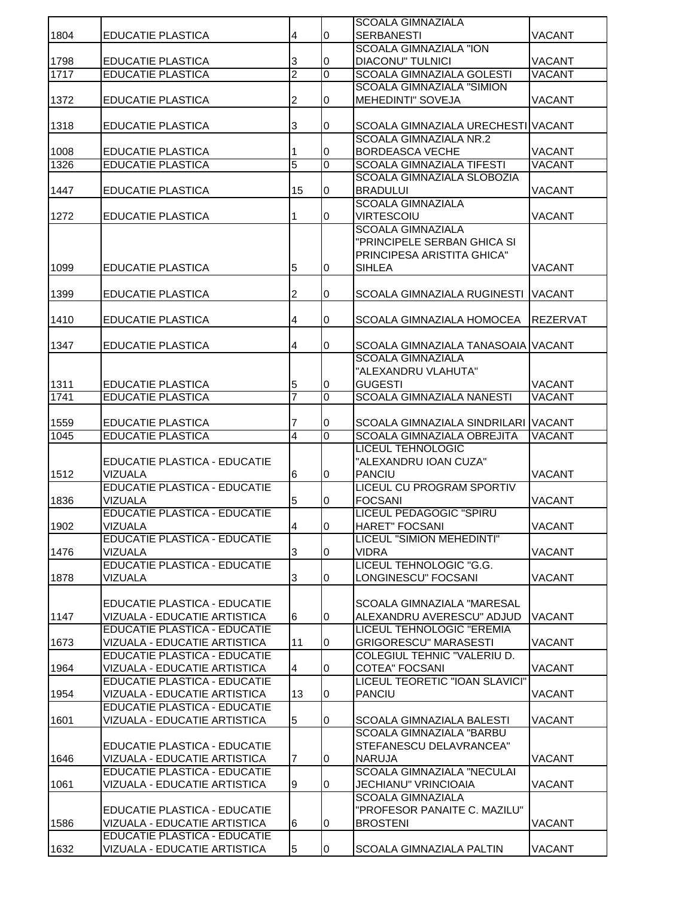| | | | | | |
|---|---|---|---|---|---|
| 1804 | EDUCATIE PLASTICA | 4 | 0 | SCOALA GIMNAZIALA SERBANESTI | VACANT |
| 1798 | EDUCATIE PLASTICA | 3 | 0 | SCOALA GIMNAZIALA "ION DIACONU" TULNICI | VACANT |
| 1717 | EDUCATIE PLASTICA | 2 | 0 | SCOALA GIMNAZIALA GOLESTI | VACANT |
| 1372 | EDUCATIE PLASTICA | 2 | 0 | SCOALA GIMNAZIALA "SIMION MEHEDINTI" SOVEJA | VACANT |
| 1318 | EDUCATIE PLASTICA | 3 | 0 | SCOALA GIMNAZIALA URECHESTI | VACANT |
| 1008 | EDUCATIE PLASTICA | 1 | 0 | SCOALA GIMNAZIALA NR.2 BORDEASCA VECHE | VACANT |
| 1326 | EDUCATIE PLASTICA | 5 | 0 | SCOALA GIMNAZIALA TIFESTI | VACANT |
| 1447 | EDUCATIE PLASTICA | 15 | 0 | SCOALA GIMNAZIALA SLOBOZIA BRADULUI | VACANT |
| 1272 | EDUCATIE PLASTICA | 1 | 0 | SCOALA GIMNAZIALA VIRTESCOIU | VACANT |
| 1099 | EDUCATIE PLASTICA | 5 | 0 | SCOALA GIMNAZIALA "PRINCIPELE SERBAN GHICA SI PRINCIPESA ARISTITA GHICA" SIHLEA | VACANT |
| 1399 | EDUCATIE PLASTICA | 2 | 0 | SCOALA GIMNAZIALA RUGINESTI | VACANT |
| 1410 | EDUCATIE PLASTICA | 4 | 0 | SCOALA GIMNAZIALA HOMOCEA | REZERVAT |
| 1347 | EDUCATIE PLASTICA | 4 | 0 | SCOALA GIMNAZIALA TANASOAIA | VACANT |
| 1311 | EDUCATIE PLASTICA | 5 | 0 | SCOALA GIMNAZIALA "ALEXANDRU VLAHUTA" GUGESTI | VACANT |
| 1741 | EDUCATIE PLASTICA | 7 | 0 | SCOALA GIMNAZIALA NANESTI | VACANT |
| 1559 | EDUCATIE PLASTICA | 7 | 0 | SCOALA GIMNAZIALA SINDRILARI | VACANT |
| 1045 | EDUCATIE PLASTICA | 4 | 0 | SCOALA GIMNAZIALA OBREJITA | VACANT |
| 1512 | EDUCATIE PLASTICA - EDUCATIE VIZUALA | 6 | 0 | LICEUL TEHNOLOGIC "ALEXANDRU IOAN CUZA" PANCIU | VACANT |
| 1836 | EDUCATIE PLASTICA - EDUCATIE VIZUALA | 5 | 0 | LICEUL CU PROGRAM SPORTIV FOCSANI | VACANT |
| 1902 | EDUCATIE PLASTICA - EDUCATIE VIZUALA | 4 | 0 | LICEUL PEDAGOGIC "SPIRU HARET" FOCSANI | VACANT |
| 1476 | EDUCATIE PLASTICA - EDUCATIE VIZUALA | 3 | 0 | LICEUL "SIMION MEHEDINTI" VIDRA | VACANT |
| 1878 | EDUCATIE PLASTICA - EDUCATIE VIZUALA | 3 | 0 | LICEUL TEHNOLOGIC "G.G. LONGINESCU" FOCSANI | VACANT |
| 1147 | EDUCATIE PLASTICA - EDUCATIE VIZUALA - EDUCATIE ARTISTICA | 6 | 0 | SCOALA GIMNAZIALA "MARESAL ALEXANDRU AVERESCU" ADJUD | VACANT |
| 1673 | EDUCATIE PLASTICA - EDUCATIE VIZUALA - EDUCATIE ARTISTICA | 11 | 0 | LICEUL TEHNOLOGIC "EREMIA GRIGORESCU" MARASESTI | VACANT |
| 1964 | EDUCATIE PLASTICA - EDUCATIE VIZUALA - EDUCATIE ARTISTICA | 4 | 0 | COLEGIUL TEHNIC "VALERIU D. COTEA" FOCSANI | VACANT |
| 1954 | EDUCATIE PLASTICA - EDUCATIE VIZUALA - EDUCATIE ARTISTICA | 13 | 0 | LICEUL TEORETIC "IOAN SLAVICI" PANCIU | VACANT |
| 1601 | EDUCATIE PLASTICA - EDUCATIE VIZUALA - EDUCATIE ARTISTICA | 5 | 0 | SCOALA GIMNAZIALA BALESTI | VACANT |
| 1646 | EDUCATIE PLASTICA - EDUCATIE VIZUALA - EDUCATIE ARTISTICA | 7 | 0 | SCOALA GIMNAZIALA "BARBU STEFANESCU DELAVRANCEA" NARUJA | VACANT |
| 1061 | EDUCATIE PLASTICA - EDUCATIE VIZUALA - EDUCATIE ARTISTICA | 9 | 0 | SCOALA GIMNAZIALA "NECULAI JECHIANU" VRINCIOAIA | VACANT |
| 1586 | EDUCATIE PLASTICA - EDUCATIE VIZUALA - EDUCATIE ARTISTICA | 6 | 0 | SCOALA GIMNAZIALA "PROFESOR PANAITE C. MAZILU" BROSTENI | VACANT |
| 1632 | EDUCATIE PLASTICA - EDUCATIE VIZUALA - EDUCATIE ARTISTICA | 5 | 0 | SCOALA GIMNAZIALA PALTIN | VACANT |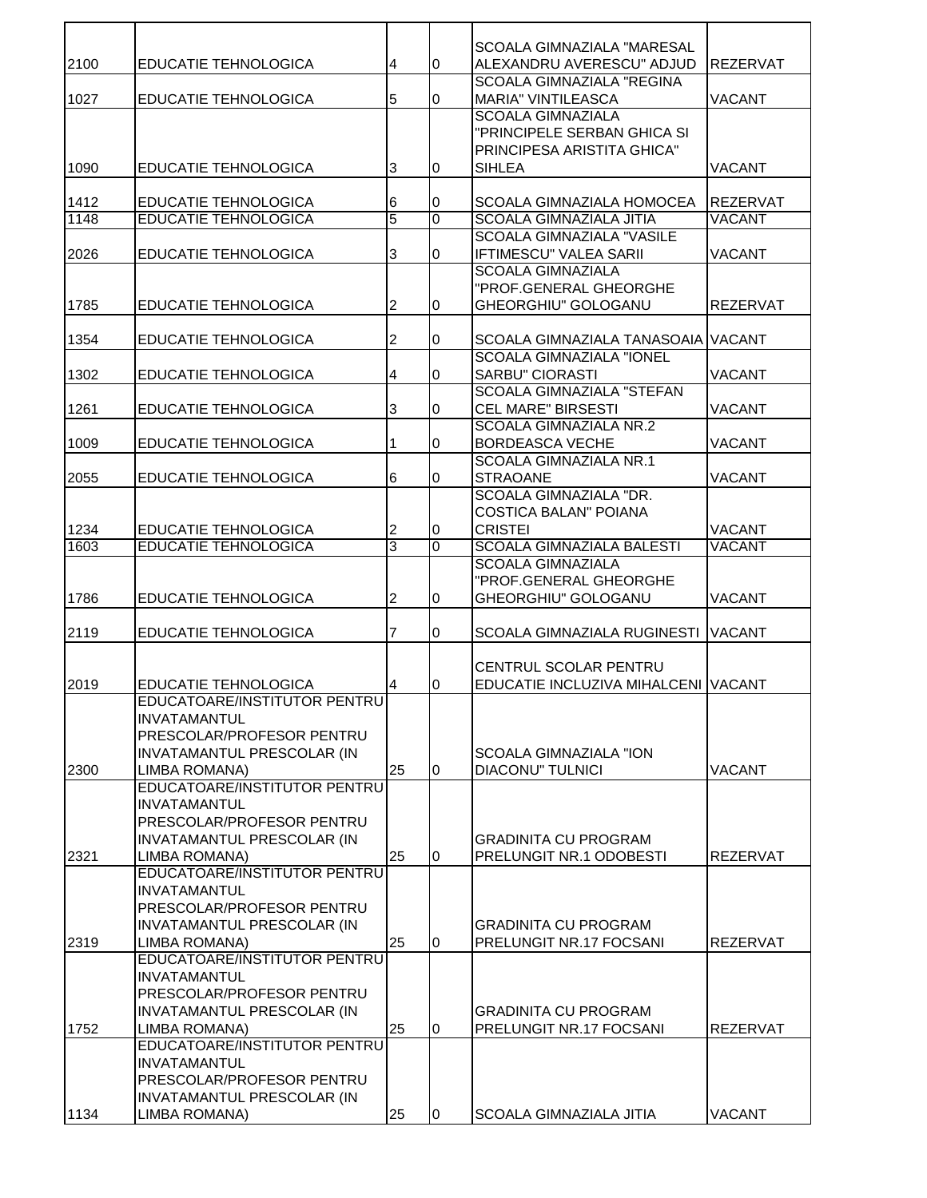| | | | | | |
|---|---|---|---|---|---|
| 2100 | EDUCATIE TEHNOLOGICA | 4 | 0 | SCOALA GIMNAZIALA "MARESAL ALEXANDRU AVERESCU" ADJUD | REZERVAT |
| 1027 | EDUCATIE TEHNOLOGICA | 5 | 0 | SCOALA GIMNAZIALA "REGINA MARIA" VINTILEASCA | VACANT |
| 1090 | EDUCATIE TEHNOLOGICA | 3 | 0 | SCOALA GIMNAZIALA "PRINCIPELE SERBAN GHICA SI PRINCIPESA ARISTITA GHICA" SIHLEA | VACANT |
| 1412 | EDUCATIE TEHNOLOGICA | 6 | 0 | SCOALA GIMNAZIALA HOMOCEA | REZERVAT |
| 1148 | EDUCATIE TEHNOLOGICA | 5 | 0 | SCOALA GIMNAZIALA JITIA | VACANT |
| 2026 | EDUCATIE TEHNOLOGICA | 3 | 0 | SCOALA GIMNAZIALA "VASILE IFTIMESCU" VALEA SARII | VACANT |
| 1785 | EDUCATIE TEHNOLOGICA | 2 | 0 | SCOALA GIMNAZIALA "PROF.GENERAL GHEORGHE GHEORGHIU" GOLOGANU | REZERVAT |
| 1354 | EDUCATIE TEHNOLOGICA | 2 | 0 | SCOALA GIMNAZIALA TANASOAIA | VACANT |
| 1302 | EDUCATIE TEHNOLOGICA | 4 | 0 | SCOALA GIMNAZIALA "IONEL SARBU" CIORASTI | VACANT |
| 1261 | EDUCATIE TEHNOLOGICA | 3 | 0 | SCOALA GIMNAZIALA "STEFAN CEL MARE" BIRSESTI | VACANT |
| 1009 | EDUCATIE TEHNOLOGICA | 1 | 0 | SCOALA GIMNAZIALA NR.2 BORDEASCA VECHE | VACANT |
| 2055 | EDUCATIE TEHNOLOGICA | 6 | 0 | SCOALA GIMNAZIALA NR.1 STRAOANE | VACANT |
| 1234 | EDUCATIE TEHNOLOGICA | 2 | 0 | SCOALA GIMNAZIALA "DR. COSTICA BALAN" POIANA CRISTEI | VACANT |
| 1603 | EDUCATIE TEHNOLOGICA | 3 | 0 | SCOALA GIMNAZIALA BALESTI | VACANT |
| 1786 | EDUCATIE TEHNOLOGICA | 2 | 0 | SCOALA GIMNAZIALA "PROF.GENERAL GHEORGHE GHEORGHIU" GOLOGANU | VACANT |
| 2119 | EDUCATIE TEHNOLOGICA | 7 | 0 | SCOALA GIMNAZIALA RUGINESTI | VACANT |
| 2019 | EDUCATIE TEHNOLOGICA | 4 | 0 | CENTRUL SCOLAR PENTRU EDUCATIE INCLUZIVA MIHALCENI | VACANT |
| 2300 | EDUCATOARE/INSTITUTOR PENTRU INVATAMANTUL PRESCOLAR/PROFESOR PENTRU INVATAMANTUL PRESCOLAR (IN LIMBA ROMANA) | 25 | 0 | SCOALA GIMNAZIALA "ION DIACONU" TULNICI | VACANT |
| 2321 | EDUCATOARE/INSTITUTOR PENTRU INVATAMANTUL PRESCOLAR/PROFESOR PENTRU INVATAMANTUL PRESCOLAR (IN LIMBA ROMANA) | 25 | 0 | GRADINITA CU PROGRAM PRELUNGIT NR.1 ODOBESTI | REZERVAT |
| 2319 | EDUCATOARE/INSTITUTOR PENTRU INVATAMANTUL PRESCOLAR/PROFESOR PENTRU INVATAMANTUL PRESCOLAR (IN LIMBA ROMANA) | 25 | 0 | GRADINITA CU PROGRAM PRELUNGIT NR.17 FOCSANI | REZERVAT |
| 1752 | EDUCATOARE/INSTITUTOR PENTRU INVATAMANTUL PRESCOLAR/PROFESOR PENTRU INVATAMANTUL PRESCOLAR (IN LIMBA ROMANA) | 25 | 0 | GRADINITA CU PROGRAM PRELUNGIT NR.17 FOCSANI | REZERVAT |
| 1134 | EDUCATOARE/INSTITUTOR PENTRU INVATAMANTUL PRESCOLAR/PROFESOR PENTRU INVATAMANTUL PRESCOLAR (IN LIMBA ROMANA) | 25 | 0 | SCOALA GIMNAZIALA JITIA | VACANT |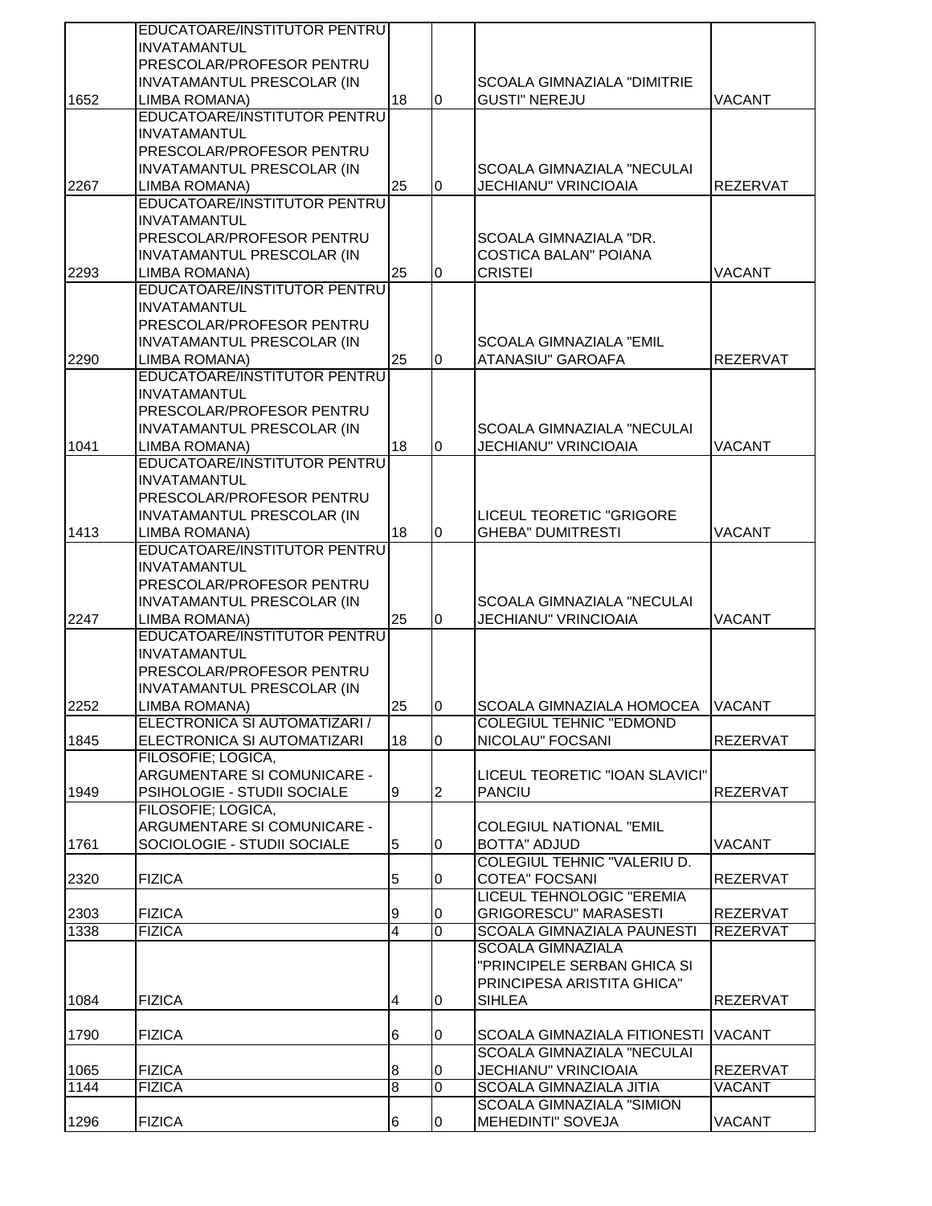| | | | | | |
|---|---|---|---|---|---|
| 1652 | EDUCATOARE/INSTITUTOR PENTRU INVATAMANTUL PRESCOLAR/PROFESOR PENTRU INVATAMANTUL PRESCOLAR (IN LIMBA ROMANA) | 18 | 0 | SCOALA GIMNAZIALA "DIMITRIE GUSTI" NEREJU | VACANT |
| 2267 | EDUCATOARE/INSTITUTOR PENTRU INVATAMANTUL PRESCOLAR/PROFESOR PENTRU INVATAMANTUL PRESCOLAR (IN LIMBA ROMANA) | 25 | 0 | SCOALA GIMNAZIALA "NECULAI JECHIANU" VRINCIOAIA | REZERVAT |
| 2293 | EDUCATOARE/INSTITUTOR PENTRU INVATAMANTUL PRESCOLAR/PROFESOR PENTRU INVATAMANTUL PRESCOLAR (IN LIMBA ROMANA) | 25 | 0 | SCOALA GIMNAZIALA "DR. COSTICA BALAN" POIANA CRISTEI | VACANT |
| 2290 | EDUCATOARE/INSTITUTOR PENTRU INVATAMANTUL PRESCOLAR/PROFESOR PENTRU INVATAMANTUL PRESCOLAR (IN LIMBA ROMANA) | 25 | 0 | SCOALA GIMNAZIALA "EMIL ATANASIU" GAROAFA | REZERVAT |
| 1041 | EDUCATOARE/INSTITUTOR PENTRU INVATAMANTUL PRESCOLAR/PROFESOR PENTRU INVATAMANTUL PRESCOLAR (IN LIMBA ROMANA) | 18 | 0 | SCOALA GIMNAZIALA "NECULAI JECHIANU" VRINCIOAIA | VACANT |
| 1413 | EDUCATOARE/INSTITUTOR PENTRU INVATAMANTUL PRESCOLAR/PROFESOR PENTRU INVATAMANTUL PRESCOLAR (IN LIMBA ROMANA) | 18 | 0 | LICEUL TEORETIC "GRIGORE GHEBA" DUMITRESTI | VACANT |
| 2247 | EDUCATOARE/INSTITUTOR PENTRU INVATAMANTUL PRESCOLAR/PROFESOR PENTRU INVATAMANTUL PRESCOLAR (IN LIMBA ROMANA) | 25 | 0 | SCOALA GIMNAZIALA "NECULAI JECHIANU" VRINCIOAIA | VACANT |
| 2252 | EDUCATOARE/INSTITUTOR PENTRU INVATAMANTUL PRESCOLAR/PROFESOR PENTRU INVATAMANTUL PRESCOLAR (IN LIMBA ROMANA) | 25 | 0 | SCOALA GIMNAZIALA HOMOCEA | VACANT |
| 1845 | ELECTRONICA SI AUTOMATIZARI / ELECTRONICA SI AUTOMATIZARI | 18 | 0 | COLEGIUL TEHNIC "EDMOND NICOLAU" FOCSANI | REZERVAT |
| 1949 | FILOSOFIE; LOGICA, ARGUMENTARE SI COMUNICARE - PSIHOLOGIE - STUDII SOCIALE | 9 | 2 | LICEUL TEORETIC "IOAN SLAVICI" PANCIU | REZERVAT |
| 1761 | FILOSOFIE; LOGICA, ARGUMENTARE SI COMUNICARE - SOCIOLOGIE - STUDII SOCIALE | 5 | 0 | COLEGIUL NATIONAL "EMIL BOTTA" ADJUD | VACANT |
| 2320 | FIZICA | 5 | 0 | COLEGIUL TEHNIC "VALERIU D. COTEA" FOCSANI | REZERVAT |
| 2303 | FIZICA | 9 | 0 | LICEUL TEHNOLOGIC "EREMIA GRIGORESCU" MARASESTI | REZERVAT |
| 1338 | FIZICA | 4 | 0 | SCOALA GIMNAZIALA PAUNESTI | REZERVAT |
| 1084 | FIZICA | 4 | 0 | SCOALA GIMNAZIALA "PRINCIPELE SERBAN GHICA SI PRINCIPESA ARISTITA GHICA" SIHLEA | REZERVAT |
| 1790 | FIZICA | 6 | 0 | SCOALA GIMNAZIALA FITIONESTI | VACANT |
| 1065 | FIZICA | 8 | 0 | SCOALA GIMNAZIALA "NECULAI JECHIANU" VRINCIOAIA | REZERVAT |
| 1144 | FIZICA | 8 | 0 | SCOALA GIMNAZIALA JITIA | VACANT |
| 1296 | FIZICA | 6 | 0 | SCOALA GIMNAZIALA "SIMION MEHEDINTI" SOVEJA | VACANT |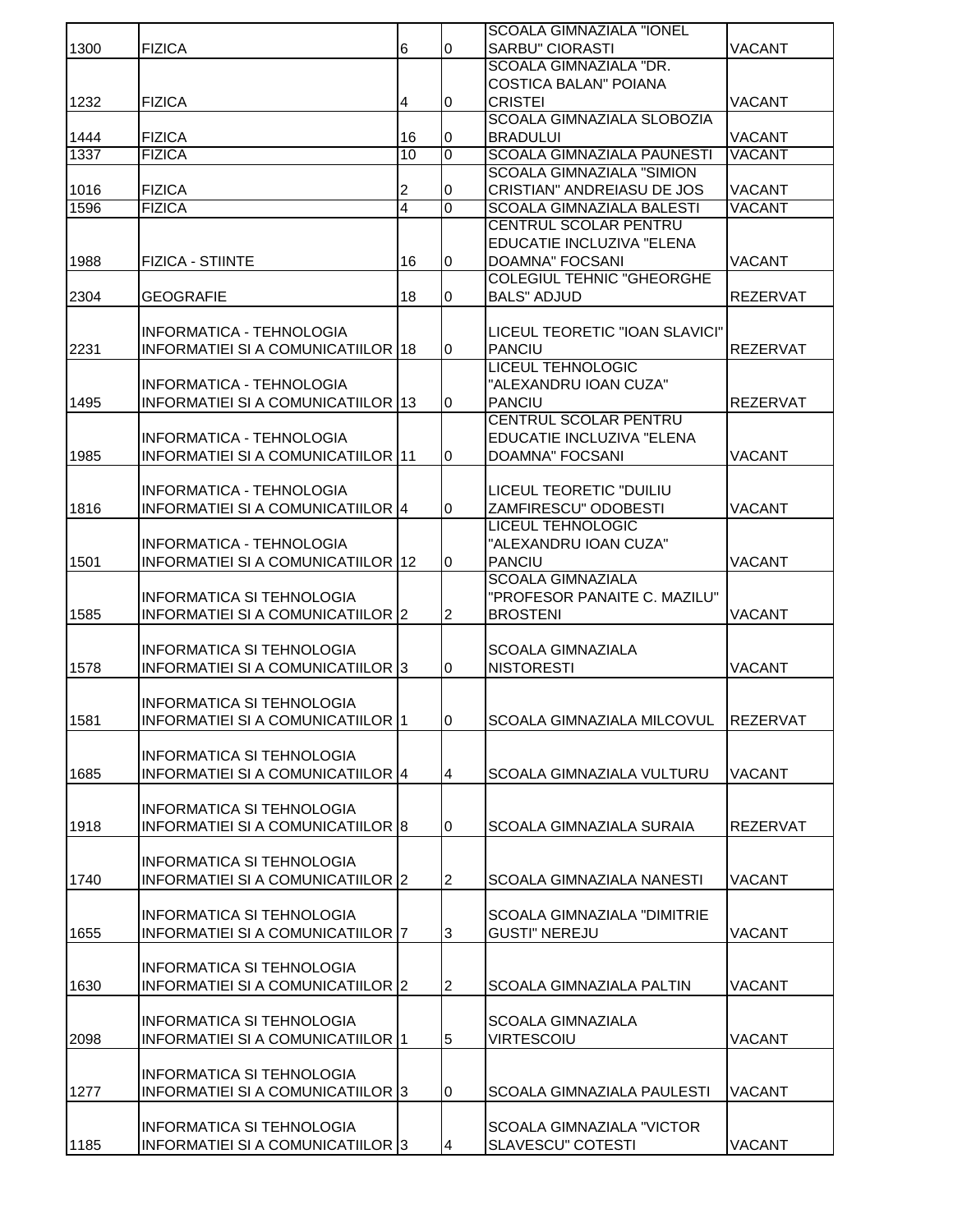| | | | | | |
|---|---|---|---|---|---|
| 1300 | FIZICA | 6 | 0 | SCOALA GIMNAZIALA "IONEL SARBU" CIORASTI | VACANT |
| 1232 | FIZICA | 4 | 0 | SCOALA GIMNAZIALA "DR. COSTICA BALAN" POIANA CRISTEI | VACANT |
| 1444 | FIZICA | 16 | 0 | SCOALA GIMNAZIALA SLOBOZIA BRADULUI | VACANT |
| 1337 | FIZICA | 10 | 0 | SCOALA GIMNAZIALA PAUNESTI | VACANT |
| 1016 | FIZICA | 2 | 0 | SCOALA GIMNAZIALA "SIMION CRISTIAN" ANDREIASU DE JOS | VACANT |
| 1596 | FIZICA | 4 | 0 | SCOALA GIMNAZIALA BALESTI | VACANT |
| 1988 | FIZICA - STIINTE | 16 | 0 | CENTRUL SCOLAR PENTRU EDUCATIE INCLUZIVA "ELENA DOAMNA" FOCSANI | VACANT |
| 2304 | GEOGRAFIE | 18 | 0 | COLEGIUL TEHNIC "GHEORGHE BALS" ADJUD | REZERVAT |
| 2231 | INFORMATICA - TEHNOLOGIA INFORMATIEI SI A COMUNICATIILOR | 18 | 0 | LICEUL TEORETIC "IOAN SLAVICI" PANCIU | REZERVAT |
| 1495 | INFORMATICA - TEHNOLOGIA INFORMATIEI SI A COMUNICATIILOR | 13 | 0 | LICEUL TEHNOLOGIC "ALEXANDRU IOAN CUZA" PANCIU | REZERVAT |
| 1985 | INFORMATICA - TEHNOLOGIA INFORMATIEI SI A COMUNICATIILOR | 11 | 0 | CENTRUL SCOLAR PENTRU EDUCATIE INCLUZIVA "ELENA DOAMNA" FOCSANI | VACANT |
| 1816 | INFORMATICA - TEHNOLOGIA INFORMATIEI SI A COMUNICATIILOR | 4 | 0 | LICEUL TEORETIC "DUILIU ZAMFIRESCU" ODOBESTI | VACANT |
| 1501 | INFORMATICA - TEHNOLOGIA INFORMATIEI SI A COMUNICATIILOR | 12 | 0 | LICEUL TEHNOLOGIC "ALEXANDRU IOAN CUZA" PANCIU | VACANT |
| 1585 | INFORMATICA SI TEHNOLOGIA INFORMATIEI SI A COMUNICATIILOR | 2 | 2 | SCOALA GIMNAZIALA "PROFESOR PANAITE C. MAZILU" BROSTENI | VACANT |
| 1578 | INFORMATICA SI TEHNOLOGIA INFORMATIEI SI A COMUNICATIILOR | 3 | 0 | SCOALA GIMNAZIALA NISTORESTI | VACANT |
| 1581 | INFORMATICA SI TEHNOLOGIA INFORMATIEI SI A COMUNICATIILOR | 1 | 0 | SCOALA GIMNAZIALA MILCOVUL | REZERVAT |
| 1685 | INFORMATICA SI TEHNOLOGIA INFORMATIEI SI A COMUNICATIILOR | 4 | 4 | SCOALA GIMNAZIALA VULTURU | VACANT |
| 1918 | INFORMATICA SI TEHNOLOGIA INFORMATIEI SI A COMUNICATIILOR | 8 | 0 | SCOALA GIMNAZIALA SURAIA | REZERVAT |
| 1740 | INFORMATICA SI TEHNOLOGIA INFORMATIEI SI A COMUNICATIILOR | 2 | 2 | SCOALA GIMNAZIALA NANESTI | VACANT |
| 1655 | INFORMATICA SI TEHNOLOGIA INFORMATIEI SI A COMUNICATIILOR | 7 | 3 | SCOALA GIMNAZIALA "DIMITRIE GUSTI" NEREJU | VACANT |
| 1630 | INFORMATICA SI TEHNOLOGIA INFORMATIEI SI A COMUNICATIILOR | 2 | 2 | SCOALA GIMNAZIALA PALTIN | VACANT |
| 2098 | INFORMATICA SI TEHNOLOGIA INFORMATIEI SI A COMUNICATIILOR | 1 | 5 | SCOALA GIMNAZIALA VIRTESCOIU | VACANT |
| 1277 | INFORMATICA SI TEHNOLOGIA INFORMATIEI SI A COMUNICATIILOR | 3 | 0 | SCOALA GIMNAZIALA PAULESTI | VACANT |
| 1185 | INFORMATICA SI TEHNOLOGIA INFORMATIEI SI A COMUNICATIILOR | 3 | 4 | SCOALA GIMNAZIALA "VICTOR SLAVESCU" COTESTI | VACANT |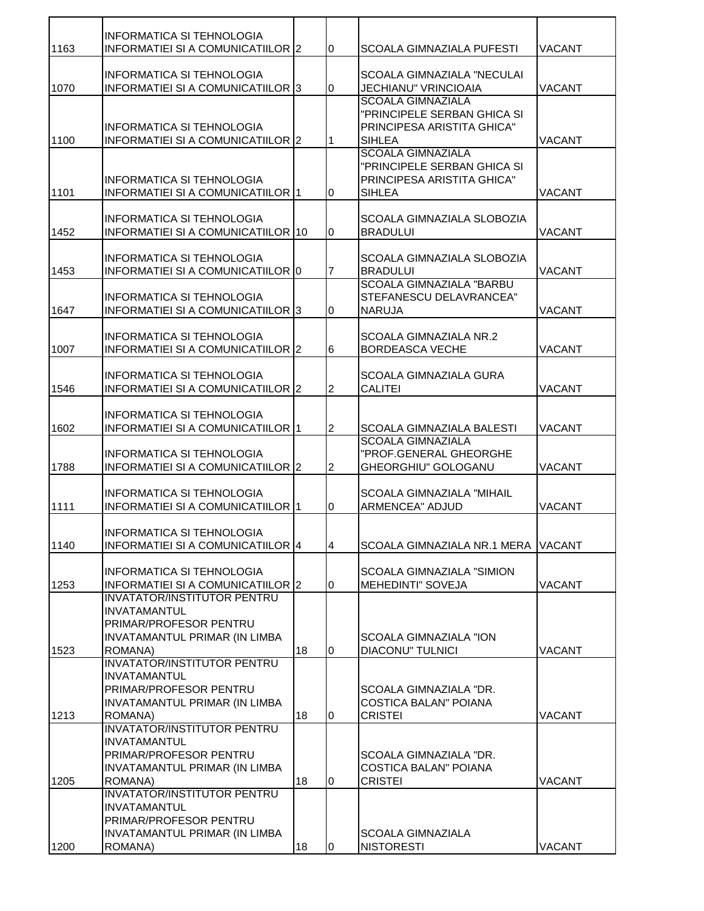| | | | | | |
|---|---|---|---|---|---|
| 1163 | INFORMATICA SI TEHNOLOGIA INFORMATIEI SI A COMUNICATIILOR | 2 | 0 | SCOALA GIMNAZIALA PUFESTI | VACANT |
| 1070 | INFORMATICA SI TEHNOLOGIA INFORMATIEI SI A COMUNICATIILOR | 3 | 0 | SCOALA GIMNAZIALA "NECULAI JECHIANU" VRINCIOAIA | VACANT |
| 1100 | INFORMATICA SI TEHNOLOGIA INFORMATIEI SI A COMUNICATIILOR | 2 | 1 | SCOALA GIMNAZIALA "PRINCIPELE SERBAN GHICA SI PRINCIPESA ARISTITA GHICA" SIHLEA | VACANT |
| 1101 | INFORMATICA SI TEHNOLOGIA INFORMATIEI SI A COMUNICATIILOR | 1 | 0 | SCOALA GIMNAZIALA "PRINCIPELE SERBAN GHICA SI PRINCIPESA ARISTITA GHICA" SIHLEA | VACANT |
| 1452 | INFORMATICA SI TEHNOLOGIA INFORMATIEI SI A COMUNICATIILOR | 10 | 0 | SCOALA GIMNAZIALA SLOBOZIA BRADULUI | VACANT |
| 1453 | INFORMATICA SI TEHNOLOGIA INFORMATIEI SI A COMUNICATIILOR | 0 | 7 | SCOALA GIMNAZIALA SLOBOZIA BRADULUI | VACANT |
| 1647 | INFORMATICA SI TEHNOLOGIA INFORMATIEI SI A COMUNICATIILOR | 3 | 0 | SCOALA GIMNAZIALA "BARBU STEFANESCU DELAVRANCEA" NARUJA | VACANT |
| 1007 | INFORMATICA SI TEHNOLOGIA INFORMATIEI SI A COMUNICATIILOR | 2 | 6 | SCOALA GIMNAZIALA NR.2 BORDEASCA VECHE | VACANT |
| 1546 | INFORMATICA SI TEHNOLOGIA INFORMATIEI SI A COMUNICATIILOR | 2 | 2 | SCOALA GIMNAZIALA GURA CALITEI | VACANT |
| 1602 | INFORMATICA SI TEHNOLOGIA INFORMATIEI SI A COMUNICATIILOR | 1 | 2 | SCOALA GIMNAZIALA BALESTI | VACANT |
| 1788 | INFORMATICA SI TEHNOLOGIA INFORMATIEI SI A COMUNICATIILOR | 2 | 2 | SCOALA GIMNAZIALA "PROF.GENERAL GHEORGHE GHEORGHIU" GOLOGANU | VACANT |
| 1111 | INFORMATICA SI TEHNOLOGIA INFORMATIEI SI A COMUNICATIILOR | 1 | 0 | SCOALA GIMNAZIALA "MIHAIL ARMENCEA" ADJUD | VACANT |
| 1140 | INFORMATICA SI TEHNOLOGIA INFORMATIEI SI A COMUNICATIILOR | 4 | 4 | SCOALA GIMNAZIALA NR.1 MERA | VACANT |
| 1253 | INFORMATICA SI TEHNOLOGIA INFORMATIEI SI A COMUNICATIILOR | 2 | 0 | SCOALA GIMNAZIALA "SIMION MEHEDINTI" SOVEJA | VACANT |
| 1523 | INVATATOR/INSTITUTOR PENTRU INVATAMANTUL PRIMAR/PROFESOR PENTRU INVATAMANTUL PRIMAR (IN LIMBA ROMANA) | 18 | 0 | SCOALA GIMNAZIALA "ION DIACONU" TULNICI | VACANT |
| 1213 | INVATATOR/INSTITUTOR PENTRU INVATAMANTUL PRIMAR/PROFESOR PENTRU INVATAMANTUL PRIMAR (IN LIMBA ROMANA) | 18 | 0 | SCOALA GIMNAZIALA "DR. COSTICA BALAN" POIANA CRISTEI | VACANT |
| 1205 | INVATATOR/INSTITUTOR PENTRU INVATAMANTUL PRIMAR/PROFESOR PENTRU INVATAMANTUL PRIMAR (IN LIMBA ROMANA) | 18 | 0 | SCOALA GIMNAZIALA "DR. COSTICA BALAN" POIANA CRISTEI | VACANT |
| 1200 | INVATATOR/INSTITUTOR PENTRU INVATAMANTUL PRIMAR/PROFESOR PENTRU INVATAMANTUL PRIMAR (IN LIMBA ROMANA) | 18 | 0 | SCOALA GIMNAZIALA NISTORESTI | VACANT |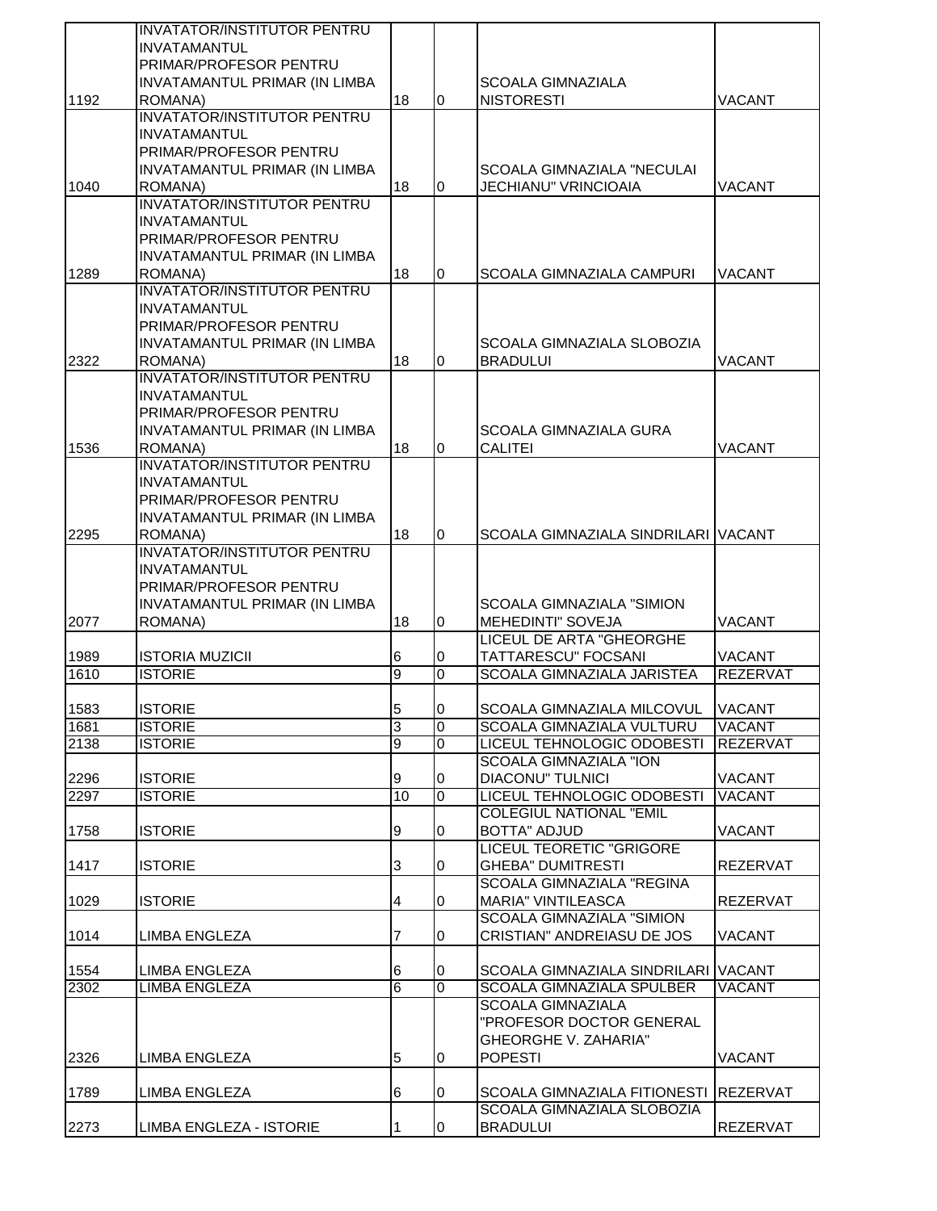| | | | | | |
|---|---|---|---|---|---|
| 1192 | INVATATOR/INSTITUTOR PENTRU INVATAMANTUL PRIMAR/PROFESOR PENTRU INVATAMANTUL PRIMAR (IN LIMBA ROMANA) | 18 | 0 | SCOALA GIMNAZIALA NISTORESTI | VACANT |
| 1040 | INVATATOR/INSTITUTOR PENTRU INVATAMANTUL PRIMAR/PROFESOR PENTRU INVATAMANTUL PRIMAR (IN LIMBA ROMANA) | 18 | 0 | SCOALA GIMNAZIALA "NECULAI JECHIANU" VRINCIOAIA | VACANT |
| 1289 | INVATATOR/INSTITUTOR PENTRU INVATAMANTUL PRIMAR/PROFESOR PENTRU INVATAMANTUL PRIMAR (IN LIMBA ROMANA) | 18 | 0 | SCOALA GIMNAZIALA CAMPURI | VACANT |
| 2322 | INVATATOR/INSTITUTOR PENTRU INVATAMANTUL PRIMAR/PROFESOR PENTRU INVATAMANTUL PRIMAR (IN LIMBA ROMANA) | 18 | 0 | SCOALA GIMNAZIALA SLOBOZIA BRADULUI | VACANT |
| 1536 | INVATATOR/INSTITUTOR PENTRU INVATAMANTUL PRIMAR/PROFESOR PENTRU INVATAMANTUL PRIMAR (IN LIMBA ROMANA) | 18 | 0 | SCOALA GIMNAZIALA GURA CALITEI | VACANT |
| 2295 | INVATATOR/INSTITUTOR PENTRU INVATAMANTUL PRIMAR/PROFESOR PENTRU INVATAMANTUL PRIMAR (IN LIMBA ROMANA) | 18 | 0 | SCOALA GIMNAZIALA SINDRILARI | VACANT |
| 2077 | INVATATOR/INSTITUTOR PENTRU INVATAMANTUL PRIMAR/PROFESOR PENTRU INVATAMANTUL PRIMAR (IN LIMBA ROMANA) | 18 | 0 | SCOALA GIMNAZIALA "SIMION MEHEDINTI" SOVEJA | VACANT |
| 1989 | ISTORIA MUZICII | 6 | 0 | LICEUL DE ARTA "GHEORGHE TATTARESCU" FOCSANI | VACANT |
| 1610 | ISTORIE | 9 | 0 | SCOALA GIMNAZIALA JARISTEA | REZERVAT |
| 1583 | ISTORIE | 5 | 0 | SCOALA GIMNAZIALA MILCOVUL | VACANT |
| 1681 | ISTORIE | 3 | 0 | SCOALA GIMNAZIALA VULTURU | VACANT |
| 2138 | ISTORIE | 9 | 0 | LICEUL TEHNOLOGIC ODOBESTI | REZERVAT |
| 2296 | ISTORIE | 9 | 0 | SCOALA GIMNAZIALA "ION DIACONU" TULNICI | VACANT |
| 2297 | ISTORIE | 10 | 0 | LICEUL TEHNOLOGIC ODOBESTI | VACANT |
| 1758 | ISTORIE | 9 | 0 | COLEGIUL NATIONAL "EMIL BOTTA" ADJUD | VACANT |
| 1417 | ISTORIE | 3 | 0 | LICEUL TEORETIC "GRIGORE GHEBA" DUMITRESTI | REZERVAT |
| 1029 | ISTORIE | 4 | 0 | SCOALA GIMNAZIALA "REGINA MARIA" VINTILEASCA | REZERVAT |
| 1014 | LIMBA ENGLEZA | 7 | 0 | SCOALA GIMNAZIALA "SIMION CRISTIAN" ANDREIASU DE JOS | VACANT |
| 1554 | LIMBA ENGLEZA | 6 | 0 | SCOALA GIMNAZIALA SINDRILARI | VACANT |
| 2302 | LIMBA ENGLEZA | 6 | 0 | SCOALA GIMNAZIALA SPULBER | VACANT |
| 2326 | LIMBA ENGLEZA | 5 | 0 | SCOALA GIMNAZIALA "PROFESOR DOCTOR GENERAL GHEORGHE V. ZAHARIA" POPESTI | VACANT |
| 1789 | LIMBA ENGLEZA | 6 | 0 | SCOALA GIMNAZIALA FITIONESTI | REZERVAT |
| 2273 | LIMBA ENGLEZA - ISTORIE | 1 | 0 | SCOALA GIMNAZIALA SLOBOZIA BRADULUI | REZERVAT |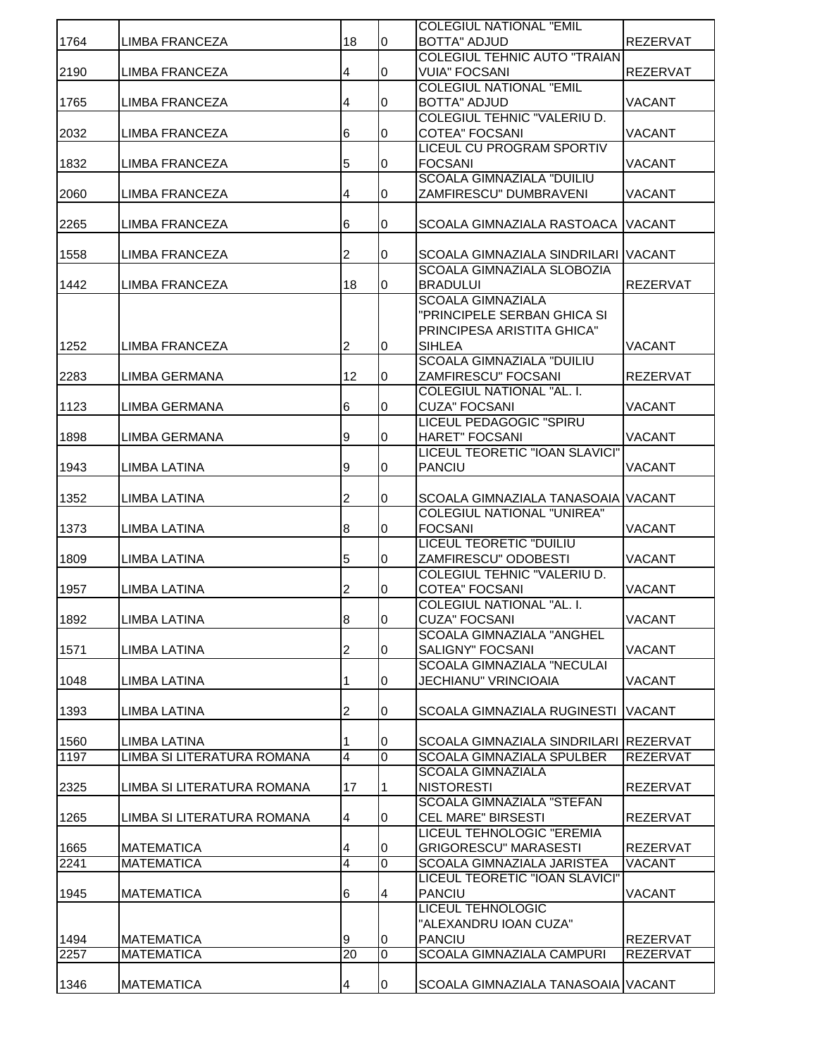| | | | | | |
|---|---|---|---|---|---|
| 1764 | LIMBA FRANCEZA | 18 | 0 | COLEGIUL NATIONAL "EMIL BOTTA" ADJUD | REZERVAT |
| 2190 | LIMBA FRANCEZA | 4 | 0 | COLEGIUL TEHNIC AUTO "TRAIAN VUIA" FOCSANI | REZERVAT |
| 1765 | LIMBA FRANCEZA | 4 | 0 | COLEGIUL NATIONAL "EMIL BOTTA" ADJUD | VACANT |
| 2032 | LIMBA FRANCEZA | 6 | 0 | COLEGIUL TEHNIC "VALERIU D. COTEA" FOCSANI | VACANT |
| 1832 | LIMBA FRANCEZA | 5 | 0 | LICEUL CU PROGRAM SPORTIV FOCSANI | VACANT |
| 2060 | LIMBA FRANCEZA | 4 | 0 | SCOALA GIMNAZIALA "DUILIU ZAMFIRESCU" DUMBRAVENI | VACANT |
| 2265 | LIMBA FRANCEZA | 6 | 0 | SCOALA GIMNAZIALA RASTOACA | VACANT |
| 1558 | LIMBA FRANCEZA | 2 | 0 | SCOALA GIMNAZIALA SINDRILARI | VACANT |
| 1442 | LIMBA FRANCEZA | 18 | 0 | SCOALA GIMNAZIALA SLOBOZIA BRADULUI | REZERVAT |
| 1252 | LIMBA FRANCEZA | 2 | 0 | SCOALA GIMNAZIALA "PRINCIPELE SERBAN GHICA SI PRINCIPESA ARISTITA GHICA" SIHLEA | VACANT |
| 2283 | LIMBA GERMANA | 12 | 0 | SCOALA GIMNAZIALA "DUILIU ZAMFIRESCU" FOCSANI | REZERVAT |
| 1123 | LIMBA GERMANA | 6 | 0 | COLEGIUL NATIONAL "AL. I. CUZA" FOCSANI | VACANT |
| 1898 | LIMBA GERMANA | 9 | 0 | LICEUL PEDAGOGIC "SPIRU HARET" FOCSANI | VACANT |
| 1943 | LIMBA LATINA | 9 | 0 | LICEUL TEORETIC "IOAN SLAVICI" PANCIU | VACANT |
| 1352 | LIMBA LATINA | 2 | 0 | SCOALA GIMNAZIALA TANASOAIA | VACANT |
| 1373 | LIMBA LATINA | 8 | 0 | COLEGIUL NATIONAL "UNIREA" FOCSANI | VACANT |
| 1809 | LIMBA LATINA | 5 | 0 | LICEUL TEORETIC "DUILIU ZAMFIRESCU" ODOBESTI | VACANT |
| 1957 | LIMBA LATINA | 2 | 0 | COLEGIUL TEHNIC "VALERIU D. COTEA" FOCSANI | VACANT |
| 1892 | LIMBA LATINA | 8 | 0 | COLEGIUL NATIONAL "AL. I. CUZA" FOCSANI | VACANT |
| 1571 | LIMBA LATINA | 2 | 0 | SCOALA GIMNAZIALA "ANGHEL SALIGNY" FOCSANI | VACANT |
| 1048 | LIMBA LATINA | 1 | 0 | SCOALA GIMNAZIALA "NECULAI JECHIANU" VRINCIOAIA | VACANT |
| 1393 | LIMBA LATINA | 2 | 0 | SCOALA GIMNAZIALA RUGINESTI | VACANT |
| 1560 | LIMBA LATINA | 1 | 0 | SCOALA GIMNAZIALA SINDRILARI | REZERVAT |
| 1197 | LIMBA SI LITERATURA ROMANA | 4 | 0 | SCOALA GIMNAZIALA SPULBER | REZERVAT |
| 2325 | LIMBA SI LITERATURA ROMANA | 17 | 1 | SCOALA GIMNAZIALA NISTORESTI | REZERVAT |
| 1265 | LIMBA SI LITERATURA ROMANA | 4 | 0 | SCOALA GIMNAZIALA "STEFAN CEL MARE" BIRSESTI | REZERVAT |
| 1665 | MATEMATICA | 4 | 0 | LICEUL TEHNOLOGIC "EREMIA GRIGORESCU" MARASESTI | REZERVAT |
| 2241 | MATEMATICA | 4 | 0 | SCOALA GIMNAZIALA JARISTEA | VACANT |
| 1945 | MATEMATICA | 6 | 4 | LICEUL TEORETIC "IOAN SLAVICI" PANCIU | VACANT |
| 1494 | MATEMATICA | 9 | 0 | LICEUL TEHNOLOGIC "ALEXANDRU IOAN CUZA" PANCIU | REZERVAT |
| 2257 | MATEMATICA | 20 | 0 | SCOALA GIMNAZIALA CAMPURI | REZERVAT |
| 1346 | MATEMATICA | 4 | 0 | SCOALA GIMNAZIALA TANASOAIA | VACANT |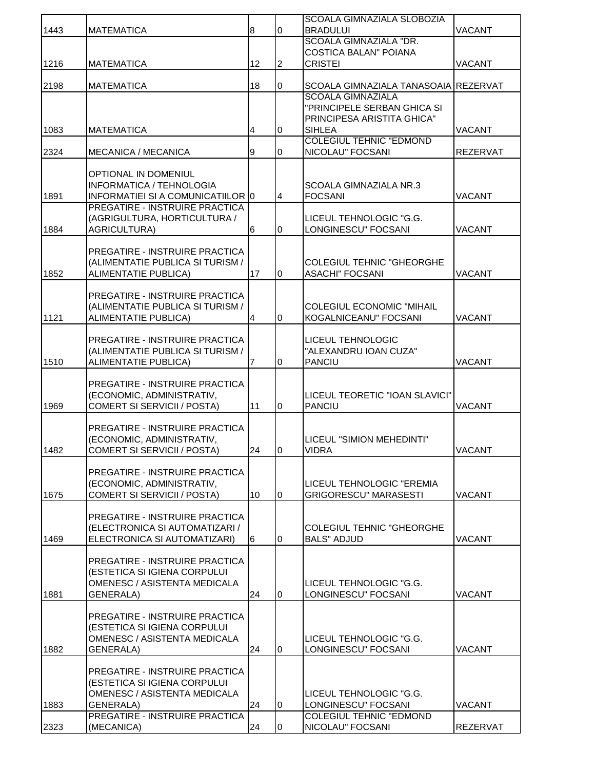| | | | | | |
|---|---|---|---|---|---|
| 1443 | MATEMATICA | 8 | 0 | SCOALA GIMNAZIALA SLOBOZIA BRADULUI | VACANT |
| 1216 | MATEMATICA | 12 | 2 | SCOALA GIMNAZIALA "DR. COSTICA BALAN" POIANA CRISTEI | VACANT |
| 2198 | MATEMATICA | 18 | 0 | SCOALA GIMNAZIALA TANASOAIA | REZERVAT |
| 1083 | MATEMATICA | 4 | 0 | SCOALA GIMNAZIALA "PRINCIPELE SERBAN GHICA SI PRINCIPESA ARISTITA GHICA" SIHLEA | VACANT |
| 2324 | MECANICA / MECANICA | 9 | 0 | COLEGIUL TEHNIC "EDMOND NICOLAU" FOCSANI | REZERVAT |
| 1891 | OPTIONAL IN DOMENIUL INFORMATICA / TEHNOLOGIA INFORMATIEI SI A COMUNICATIILOR | 0 | 4 | SCOALA GIMNAZIALA NR.3 FOCSANI | VACANT |
| 1884 | PREGATIRE - INSTRUIRE PRACTICA (AGRIGULTURA, HORTICULTURA / AGRICULTURA) | 6 | 0 | LICEUL TEHNOLOGIC "G.G. LONGINESCU" FOCSANI | VACANT |
| 1852 | PREGATIRE - INSTRUIRE PRACTICA (ALIMENTATIE PUBLICA SI TURISM / ALIMENTATIE PUBLICA) | 17 | 0 | COLEGIUL TEHNIC "GHEORGHE ASACHI" FOCSANI | VACANT |
| 1121 | PREGATIRE - INSTRUIRE PRACTICA (ALIMENTATIE PUBLICA SI TURISM / ALIMENTATIE PUBLICA) | 4 | 0 | COLEGIUL ECONOMIC "MIHAIL KOGALNICEANU" FOCSANI | VACANT |
| 1510 | PREGATIRE - INSTRUIRE PRACTICA (ALIMENTATIE PUBLICA SI TURISM / ALIMENTATIE PUBLICA) | 7 | 0 | LICEUL TEHNOLOGIC "ALEXANDRU IOAN CUZA" PANCIU | VACANT |
| 1969 | PREGATIRE - INSTRUIRE PRACTICA (ECONOMIC, ADMINISTRATIV, COMERT SI SERVICII / POSTA) | 11 | 0 | LICEUL TEORETIC "IOAN SLAVICI" PANCIU | VACANT |
| 1482 | PREGATIRE - INSTRUIRE PRACTICA (ECONOMIC, ADMINISTRATIV, COMERT SI SERVICII / POSTA) | 24 | 0 | LICEUL "SIMION MEHEDINTI" VIDRA | VACANT |
| 1675 | PREGATIRE - INSTRUIRE PRACTICA (ECONOMIC, ADMINISTRATIV, COMERT SI SERVICII / POSTA) | 10 | 0 | LICEUL TEHNOLOGIC "EREMIA GRIGORESCU" MARASESTI | VACANT |
| 1469 | PREGATIRE - INSTRUIRE PRACTICA (ELECTRONICA SI AUTOMATIZARI / ELECTRONICA SI AUTOMATIZARI) | 6 | 0 | COLEGIUL TEHNIC "GHEORGHE BALS" ADJUD | VACANT |
| 1881 | PREGATIRE - INSTRUIRE PRACTICA (ESTETICA SI IGIENA CORPULUI OMENESC / ASISTENTA MEDICALA GENERALA) | 24 | 0 | LICEUL TEHNOLOGIC "G.G. LONGINESCU" FOCSANI | VACANT |
| 1882 | PREGATIRE - INSTRUIRE PRACTICA (ESTETICA SI IGIENA CORPULUI OMENESC / ASISTENTA MEDICALA GENERALA) | 24 | 0 | LICEUL TEHNOLOGIC "G.G. LONGINESCU" FOCSANI | VACANT |
| 1883 | PREGATIRE - INSTRUIRE PRACTICA (ESTETICA SI IGIENA CORPULUI OMENESC / ASISTENTA MEDICALA GENERALA) | 24 | 0 | LICEUL TEHNOLOGIC "G.G. LONGINESCU" FOCSANI | VACANT |
| 2323 | PREGATIRE - INSTRUIRE PRACTICA (MECANICA) | 24 | 0 | COLEGIUL TEHNIC "EDMOND NICOLAU" FOCSANI | REZERVAT |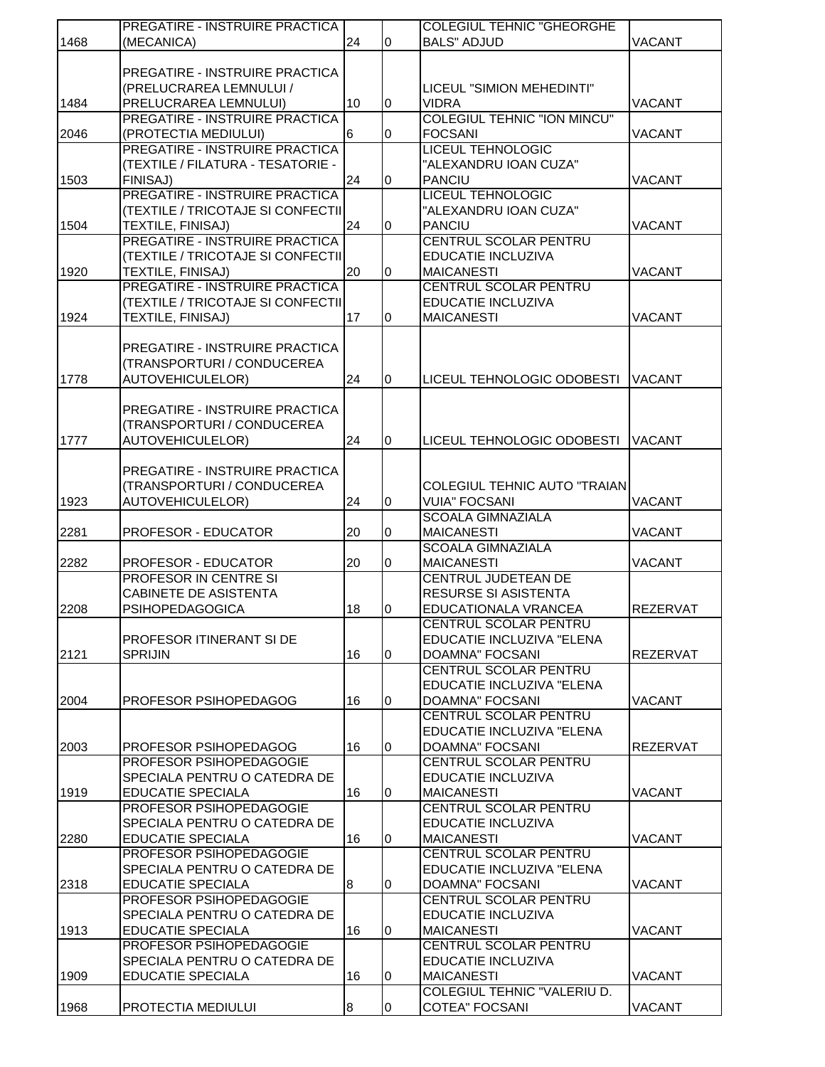| | | | | | |
|---|---|---|---|---|---|
| 1468 | PREGATIRE - INSTRUIRE PRACTICA (MECANICA) | 24 | 0 | COLEGIUL TEHNIC "GHEORGHE BALS" ADJUD | VACANT |
| 1484 | PREGATIRE - INSTRUIRE PRACTICA (PRELUCRAREA LEMNULUI / PRELUCRAREA LEMNULUI) | 10 | 0 | LICEUL "SIMION MEHEDINTI" VIDRA | VACANT |
| 2046 | PREGATIRE - INSTRUIRE PRACTICA (PROTECTIA MEDIULUI) | 6 | 0 | COLEGIUL TEHNIC "ION MINCU" FOCSANI | VACANT |
| 1503 | PREGATIRE - INSTRUIRE PRACTICA (TEXTILE / FILATURA - TESATORIE - FINISAJ) | 24 | 0 | LICEUL TEHNOLOGIC "ALEXANDRU IOAN CUZA" PANCIU | VACANT |
| 1504 | PREGATIRE - INSTRUIRE PRACTICA (TEXTILE / TRICOTAJE SI CONFECTII TEXTILE, FINISAJ) | 24 | 0 | LICEUL TEHNOLOGIC "ALEXANDRU IOAN CUZA" PANCIU | VACANT |
| 1920 | PREGATIRE - INSTRUIRE PRACTICA (TEXTILE / TRICOTAJE SI CONFECTII TEXTILE, FINISAJ) | 20 | 0 | CENTRUL SCOLAR PENTRU EDUCATIE INCLUZIVA MAICANESTI | VACANT |
| 1924 | PREGATIRE - INSTRUIRE PRACTICA (TEXTILE / TRICOTAJE SI CONFECTII TEXTILE, FINISAJ) | 17 | 0 | CENTRUL SCOLAR PENTRU EDUCATIE INCLUZIVA MAICANESTI | VACANT |
| 1778 | PREGATIRE - INSTRUIRE PRACTICA (TRANSPORTURI / CONDUCEREA AUTOVEHICULELOR) | 24 | 0 | LICEUL TEHNOLOGIC ODOBESTI | VACANT |
| 1777 | PREGATIRE - INSTRUIRE PRACTICA (TRANSPORTURI / CONDUCEREA AUTOVEHICULELOR) | 24 | 0 | LICEUL TEHNOLOGIC ODOBESTI | VACANT |
| 1923 | PREGATIRE - INSTRUIRE PRACTICA (TRANSPORTURI / CONDUCEREA AUTOVEHICULELOR) | 24 | 0 | COLEGIUL TEHNIC AUTO "TRAIAN VUIA" FOCSANI | VACANT |
| 2281 | PROFESOR - EDUCATOR | 20 | 0 | SCOALA GIMNAZIALA MAICANESTI | VACANT |
| 2282 | PROFESOR - EDUCATOR | 20 | 0 | SCOALA GIMNAZIALA MAICANESTI | VACANT |
| 2208 | PROFESOR IN CENTRE SI CABINETE DE ASISTENTA PSIHOPEDAGOGICA | 18 | 0 | CENTRUL JUDETEAN DE RESURSE SI ASISTENTA EDUCATIONALA VRANCEA | REZERVAT |
| 2121 | PROFESOR ITINERANT SI DE SPRIJIN | 16 | 0 | CENTRUL SCOLAR PENTRU EDUCATIE INCLUZIVA "ELENA DOAMNA" FOCSANI | REZERVAT |
| 2004 | PROFESOR PSIHOPEDAGOG | 16 | 0 | CENTRUL SCOLAR PENTRU EDUCATIE INCLUZIVA "ELENA DOAMNA" FOCSANI | VACANT |
| 2003 | PROFESOR PSIHOPEDAGOG | 16 | 0 | CENTRUL SCOLAR PENTRU EDUCATIE INCLUZIVA "ELENA DOAMNA" FOCSANI | REZERVAT |
| 1919 | PROFESOR PSIHOPEDAGOGIE SPECIALA PENTRU O CATEDRA DE EDUCATIE SPECIALA | 16 | 0 | CENTRUL SCOLAR PENTRU EDUCATIE INCLUZIVA MAICANESTI | VACANT |
| 2280 | PROFESOR PSIHOPEDAGOGIE SPECIALA PENTRU O CATEDRA DE EDUCATIE SPECIALA | 16 | 0 | CENTRUL SCOLAR PENTRU EDUCATIE INCLUZIVA MAICANESTI | VACANT |
| 2318 | PROFESOR PSIHOPEDAGOGIE SPECIALA PENTRU O CATEDRA DE EDUCATIE SPECIALA | 8 | 0 | CENTRUL SCOLAR PENTRU EDUCATIE INCLUZIVA "ELENA DOAMNA" FOCSANI | VACANT |
| 1913 | PROFESOR PSIHOPEDAGOGIE SPECIALA PENTRU O CATEDRA DE EDUCATIE SPECIALA | 16 | 0 | CENTRUL SCOLAR PENTRU EDUCATIE INCLUZIVA MAICANESTI | VACANT |
| 1909 | PROFESOR PSIHOPEDAGOGIE SPECIALA PENTRU O CATEDRA DE EDUCATIE SPECIALA | 16 | 0 | CENTRUL SCOLAR PENTRU EDUCATIE INCLUZIVA MAICANESTI | VACANT |
| 1968 | PROTECTIA MEDIULUI | 8 | 0 | COLEGIUL TEHNIC "VALERIU D. COTEA" FOCSANI | VACANT |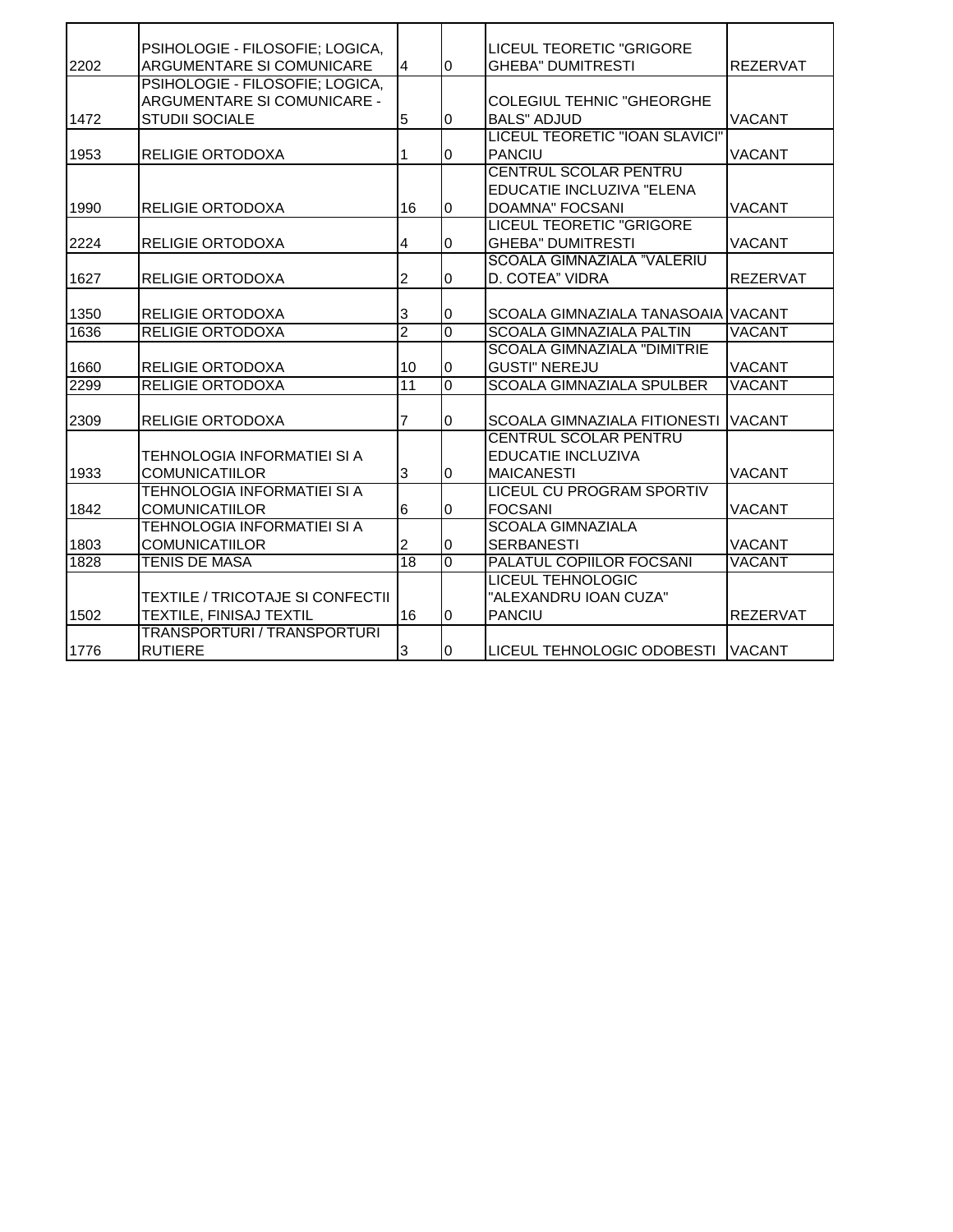| | | | | | |
|---|---|---|---|---|---|
| 2202 | PSIHOLOGIE - FILOSOFIE; LOGICA, ARGUMENTARE SI COMUNICARE | 4 | 0 | LICEUL TEORETIC "GRIGORE GHEBA" DUMITRESTI | REZERVAT |
| 1472 | PSIHOLOGIE - FILOSOFIE; LOGICA, ARGUMENTARE SI COMUNICARE - STUDII SOCIALE | 5 | 0 | COLEGIUL TEHNIC "GHEORGHE BALS" ADJUD | VACANT |
| 1953 | RELIGIE ORTODOXA | 1 | 0 | LICEUL TEORETIC "IOAN SLAVICI" PANCIU | VACANT |
| 1990 | RELIGIE ORTODOXA | 16 | 0 | CENTRUL SCOLAR PENTRU EDUCATIE INCLUZIVA "ELENA DOAMNA" FOCSANI | VACANT |
| 2224 | RELIGIE ORTODOXA | 4 | 0 | LICEUL TEORETIC "GRIGORE GHEBA" DUMITRESTI | VACANT |
| 1627 | RELIGIE ORTODOXA | 2 | 0 | SCOALA GIMNAZIALA "VALERIU D. COTEA" VIDRA | REZERVAT |
| 1350 | RELIGIE ORTODOXA | 3 | 0 | SCOALA GIMNAZIALA TANASOAIA | VACANT |
| 1636 | RELIGIE ORTODOXA | 2 | 0 | SCOALA GIMNAZIALA PALTIN | VACANT |
| 1660 | RELIGIE ORTODOXA | 10 | 0 | SCOALA GIMNAZIALA "DIMITRIE GUSTI" NEREJU | VACANT |
| 2299 | RELIGIE ORTODOXA | 11 | 0 | SCOALA GIMNAZIALA SPULBER | VACANT |
| 2309 | RELIGIE ORTODOXA | 7 | 0 | SCOALA GIMNAZIALA FITIONESTI | VACANT |
| 1933 | TEHNOLOGIA INFORMATIEI SI A COMUNICATIILOR | 3 | 0 | CENTRUL SCOLAR PENTRU EDUCATIE INCLUZIVA MAICANESTI | VACANT |
| 1842 | TEHNOLOGIA INFORMATIEI SI A COMUNICATIILOR | 6 | 0 | LICEUL CU PROGRAM SPORTIV FOCSANI | VACANT |
| 1803 | TEHNOLOGIA INFORMATIEI SI A COMUNICATIILOR | 2 | 0 | SCOALA GIMNAZIALA SERBANESTI | VACANT |
| 1828 | TENIS DE MASA | 18 | 0 | PALATUL COPIILOR FOCSANI | VACANT |
| 1502 | TEXTILE / TRICOTAJE SI CONFECTII TEXTILE, FINISAJ TEXTIL | 16 | 0 | LICEUL TEHNOLOGIC "ALEXANDRU IOAN CUZA" PANCIU | REZERVAT |
| 1776 | TRANSPORTURI / TRANSPORTURI RUTIERE | 3 | 0 | LICEUL TEHNOLOGIC ODOBESTI | VACANT |